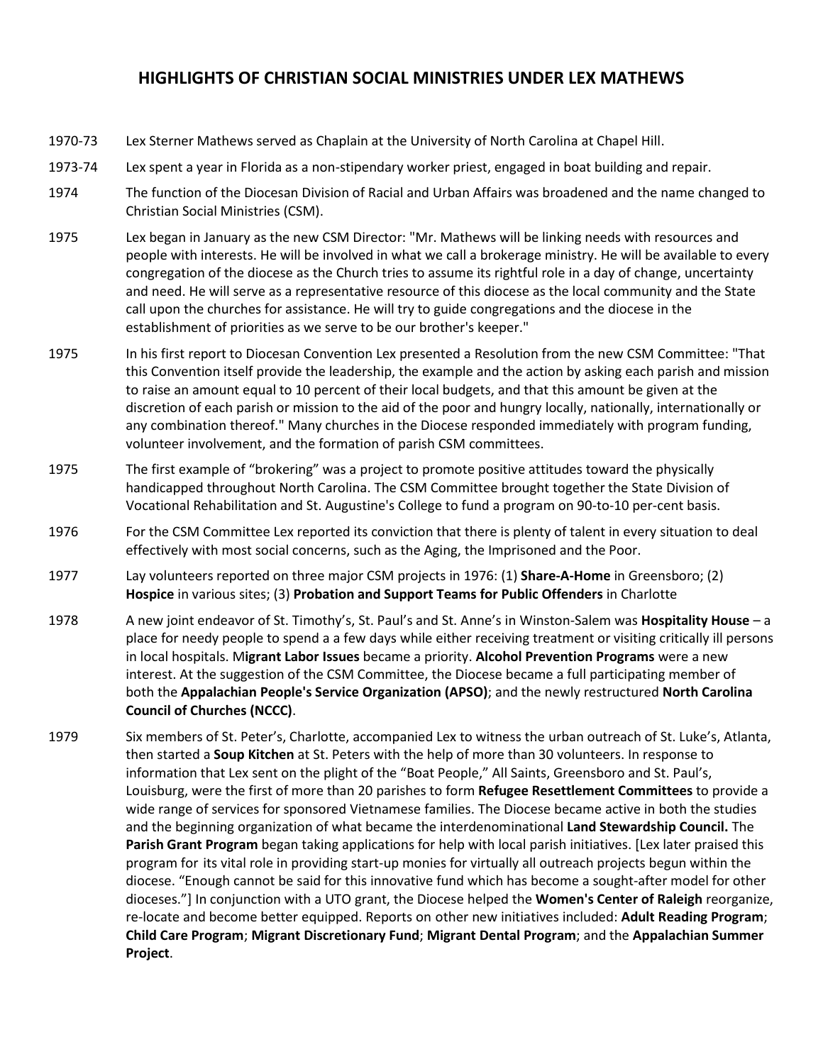# HIGHLIGHTS OF CHRISTIAN SOCIAL MINISTRIES UNDER LEX MATHEWS

1970-73 Lex Sterner Mathews served as Chaplain at the University of North Carolina at Chapel Hill.

1973-74 Lex spent a year in Florida as a non-stipendary worker priest, engaged in boat building and repair.

1974 The function of the Diocesan Division of Racial and Urban Affairs was broadened and the name changed to Christian Social Ministries (CSM).

1975 Lex began in January as the new CSM Director: "Mr. Mathews will be linking needs with resources and people with interests. He will be involved in what we call a brokerage ministry. He will be available to every congregation of the diocese as the Church tries to assume its rightful role in a day of change, uncertainty and need. He will serve as a representative resource of this diocese as the local community and the State call upon the churches for assistance. He will try to guide congregations and the diocese in the establishment of priorities as we serve to be our brother's keeper."

1975 In his first report to Diocesan Convention Lex presented a Resolution from the new CSM Committee: "That this Convention itself provide the leadership, the example and the action by asking each parish and mission to raise an amount equal to 10 percent of their local budgets, and that this amount be given at the discretion of each parish or mission to the aid of the poor and hungry locally, nationally, internationally or any combination thereof." Many churches in the Diocese responded immediately with program funding, volunteer involvement, and the formation of parish CSM committees.

1975 The first example of "brokering" was a project to promote positive attitudes toward the physically handicapped throughout North Carolina. The CSM Committee brought together the State Division of Vocational Rehabilitation and St. Augustine's College to fund a program on 90-to-10 per-cent basis.

1976 For the CSM Committee Lex reported its conviction that there is plenty of talent in every situation to deal effectively with most social concerns, such as the Aging, the Imprisoned and the Poor.

1977 Lay volunteers reported on three major CSM projects in 1976: (1) **Share-A-Home** in Greensboro; (2) **Hospice** in various sites; (3) **Probation and Support Teams for Public Offenders** in Charlotte

1978 A new joint endeavor of St. Timothy's, St. Paul's and St. Anne's in Winston-Salem was **Hospitality House** – a place for needy people to spend a a few days while either receiving treatment or visiting critically ill persons in local hospitals. M**igrant Labor Issues** became a priority. **Alcohol Prevention Programs** were a new interest. At the suggestion of the CSM Committee, the Diocese became a full participating member of both the **Appalachian People's Service Organization (APSO)**; and the newly restructured **North Carolina Council of Churches (NCCC)**.

1979 Six members of St. Peter's, Charlotte, accompanied Lex to witness the urban outreach of St. Luke's, Atlanta, then started a **Soup Kitchen** at St. Peters with the help of more than 30 volunteers. In response to information that Lex sent on the plight of the "Boat People," All Saints, Greensboro and St. Paul's, Louisburg, were the first of more than 20 parishes to form **Refugee Resettlement Committees** to provide a wide range of services for sponsored Vietnamese families. The Diocese became active in both the studies and the beginning organization of what became the interdenominational **Land Stewardship Council.** The **Parish Grant Program** began taking applications for help with local parish initiatives. [Lex later praised this program for its vital role in providing start-up monies for virtually all outreach projects begun within the diocese. "Enough cannot be said for this innovative fund which has become a sought-after model for other dioceses."] In conjunction with a UTO grant, the Diocese helped the **Women's Center of Raleigh** reorganize, re-locate and become better equipped. Reports on other new initiatives included: **Adult Reading Program**; **Child Care Program**; **Migrant Discretionary Fund**; **Migrant Dental Program**; and the **Appalachian Summer Project**.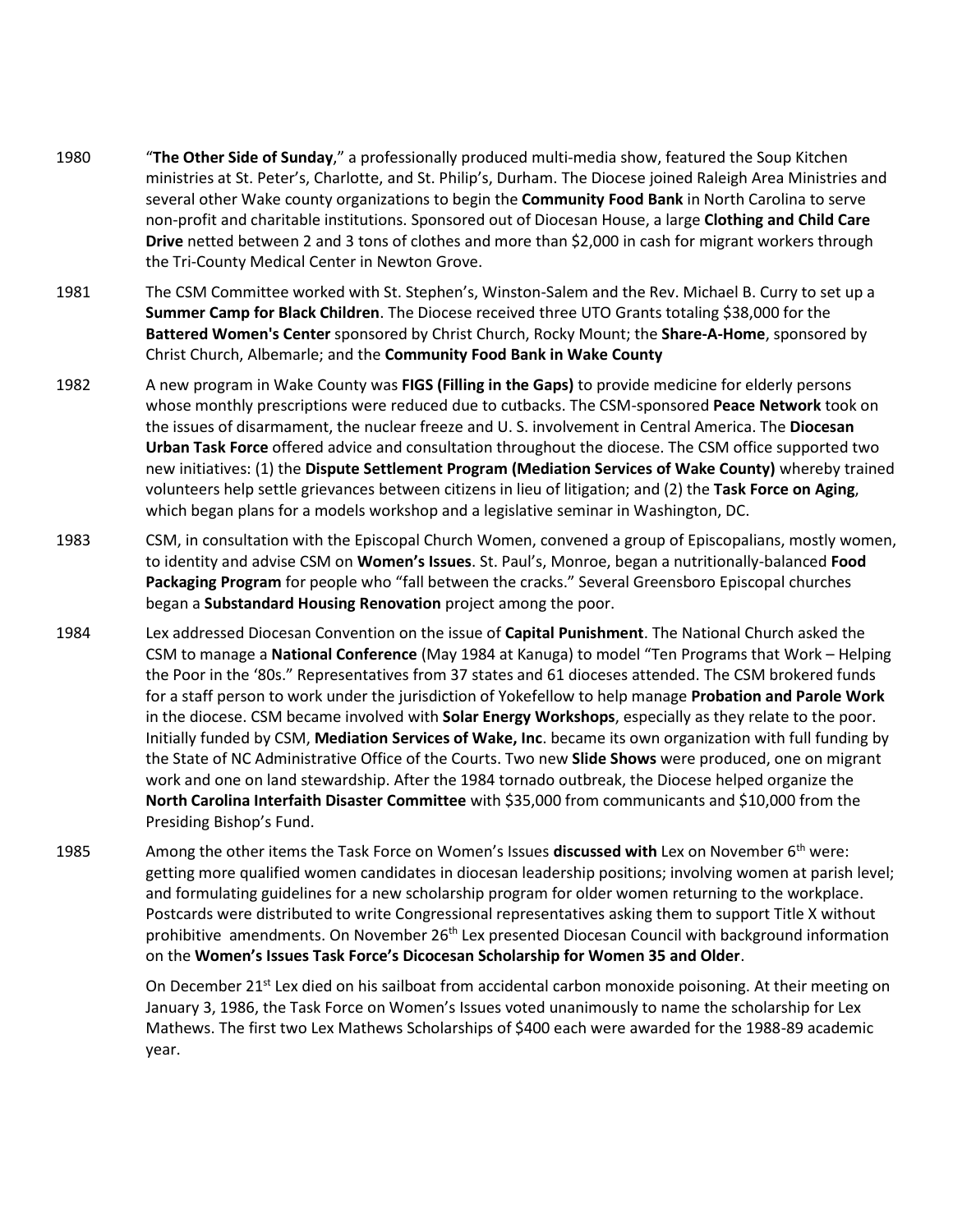1980 "**The Other Side of Sunday**," a professionally produced multi-media show, featured the Soup Kitchen ministries at St. Peter's, Charlotte, and St. Philip's, Durham. The Diocese joined Raleigh Area Ministries and several other Wake county organizations to begin the **Community Food Bank** in North Carolina to serve non-profit and charitable institutions. Sponsored out of Diocesan House, a large **Clothing and Child Care Drive** netted between 2 and 3 tons of clothes and more than $2,000 in cash for migrant workers through the Tri-County Medical Center in Newton Grove.

1981 The CSM Committee worked with St. Stephen's, Winston-Salem and the Rev. Michael B. Curry to set up a **Summer Camp for Black Children**. The Diocese received three UTO Grants totaling $38,000 for the **Battered Women's Center** sponsored by Christ Church, Rocky Mount; the **Share-A-Home**, sponsored by Christ Church, Albemarle; and the **Community Food Bank in Wake County**

1982 A new program in Wake County was **FIGS (Filling in the Gaps)** to provide medicine for elderly persons whose monthly prescriptions were reduced due to cutbacks. The CSM-sponsored **Peace Network** took on the issues of disarmament, the nuclear freeze and U. S. involvement in Central America. The **Diocesan Urban Task Force** offered advice and consultation throughout the diocese. The CSM office supported two new initiatives: (1) the **Dispute Settlement Program (Mediation Services of Wake County)** whereby trained volunteers help settle grievances between citizens in lieu of litigation; and (2) the **Task Force on Aging**, which began plans for a models workshop and a legislative seminar in Washington, DC.

1983 CSM, in consultation with the Episcopal Church Women, convened a group of Episcopalians, mostly women, to identity and advise CSM on **Women's Issues**. St. Paul's, Monroe, began a nutritionally-balanced **Food Packaging Program** for people who "fall between the cracks." Several Greensboro Episcopal churches began a **Substandard Housing Renovation** project among the poor.

1984 Lex addressed Diocesan Convention on the issue of **Capital Punishment**. The National Church asked the CSM to manage a **National Conference** (May 1984 at Kanuga) to model "Ten Programs that Work – Helping the Poor in the '80s." Representatives from 37 states and 61 dioceses attended. The CSM brokered funds for a staff person to work under the jurisdiction of Yokefellow to help manage **Probation and Parole Work** in the diocese. CSM became involved with **Solar Energy Workshops**, especially as they relate to the poor. Initially funded by CSM, **Mediation Services of Wake, Inc**. became its own organization with full funding by the State of NC Administrative Office of the Courts. Two new **Slide Shows** were produced, one on migrant work and one on land stewardship. After the 1984 tornado outbreak, the Diocese helped organize the **North Carolina Interfaith Disaster Committee** with $35,000 from communicants and $10,000 from the Presiding Bishop's Fund.

1985 Among the other items the Task Force on Women's Issues **discussed with** Lex on November 6th were: getting more qualified women candidates in diocesan leadership positions; involving women at parish level; and formulating guidelines for a new scholarship program for older women returning to the workplace. Postcards were distributed to write Congressional representatives asking them to support Title X without prohibitive amendments. On November 26th Lex presented Diocesan Council with background information on the **Women's Issues Task Force's Dicocesan Scholarship for Women 35 and Older**.

On December 21st Lex died on his sailboat from accidental carbon monoxide poisoning. At their meeting on January 3, 1986, the Task Force on Women's Issues voted unanimously to name the scholarship for Lex Mathews. The first two Lex Mathews Scholarships of $400 each were awarded for the 1988-89 academic year.